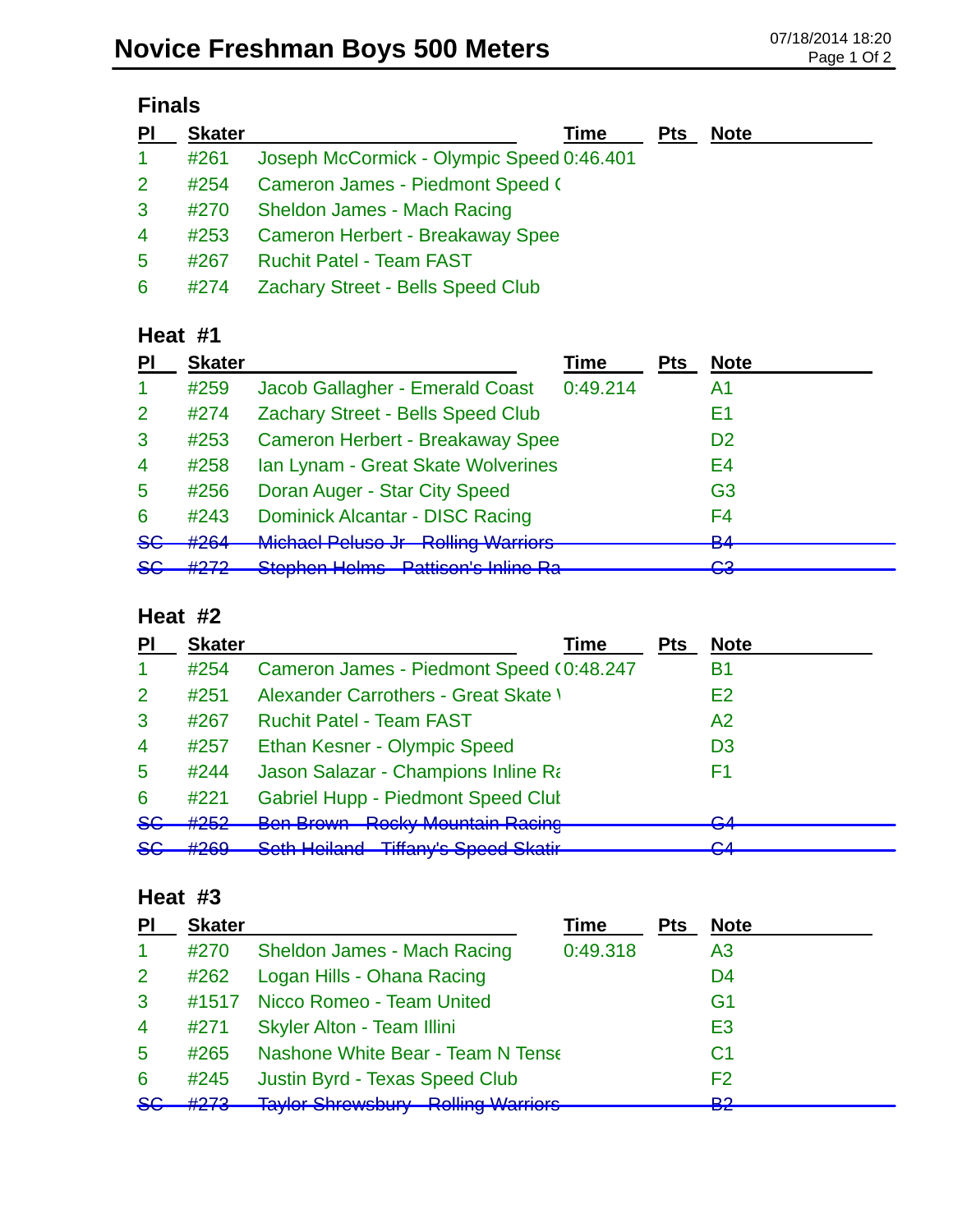# Novice Freshman Boys 500 Meters

07/18/2014 18:20

## Finals

| Pl | Skater | | Time | Pts | Note |
|---|---|---|---|---|---|
| 1 | #261 | Joseph McCormick - Olympic Speed | 0:46.401 | | |
| 2 | #254 | Cameron James - Piedmont Speed ( | | | |
| 3 | #270 | Sheldon James - Mach Racing | | | |
| 4 | #253 | Cameron Herbert - Breakaway Spee | | | |
| 5 | #267 | Ruchit Patel - Team FAST | | | |
| 6 | #274 | Zachary Street - Bells Speed Club | | | |

## Heat #1

| Pl | Skater | | Time | Pts | Note |
|---|---|---|---|---|---|
| 1 | #259 | Jacob Gallagher - Emerald Coast | 0:49.214 | | A1 |
| 2 | #274 | Zachary Street - Bells Speed Club | | | E1 |
| 3 | #253 | Cameron Herbert - Breakaway Spee | | | D2 |
| 4 | #258 | Ian Lynam - Great Skate Wolverines | | | E4 |
| 5 | #256 | Doran Auger - Star City Speed | | | G3 |
| 6 | #243 | Dominick Alcantar - DISC Racing | | | F4 |
| ~~SC~~ | ~~#264~~ | ~~Michael Peluso Jr - Rolling Warriors~~ | | | ~~B4~~ |
| ~~SC~~ | ~~#272~~ | ~~Stephen Helms - Pattison's Inline Ra~~ | | | ~~C3~~ |

## Heat #2

| Pl | Skater | | Time | Pts | Note |
|---|---|---|---|---|---|
| 1 | #254 | Cameron James - Piedmont Speed ( | 0:48.247 | | B1 |
| 2 | #251 | Alexander Carrothers - Great Skate \ | | | E2 |
| 3 | #267 | Ruchit Patel - Team FAST | | | A2 |
| 4 | #257 | Ethan Kesner - Olympic Speed | | | D3 |
| 5 | #244 | Jason Salazar - Champions Inline Ra | | | F1 |
| 6 | #221 | Gabriel Hupp - Piedmont Speed Clut | | | |
| ~~SC~~ | ~~#252~~ | ~~Ben Brown - Rocky Mountain Racing~~ | | | ~~G4~~ |
| ~~SC~~ | ~~#269~~ | ~~Seth Heiland - Tiffany's Speed Skatir~~ | | | ~~C4~~ |

## Heat #3

| Pl | Skater | | Time | Pts | Note |
|---|---|---|---|---|---|
| 1 | #270 | Sheldon James - Mach Racing | 0:49.318 | | A3 |
| 2 | #262 | Logan Hills - Ohana Racing | | | D4 |
| 3 | #1517 | Nicco Romeo - Team United | | | G1 |
| 4 | #271 | Skyler Alton - Team Illini | | | E3 |
| 5 | #265 | Nashone White Bear - Team N Tense | | | C1 |
| 6 | #245 | Justin Byrd - Texas Speed Club | | | F2 |
| ~~SC~~ | ~~#273~~ | ~~Taylor Shrewsbury - Rolling Warriors~~ | | | ~~B2~~ |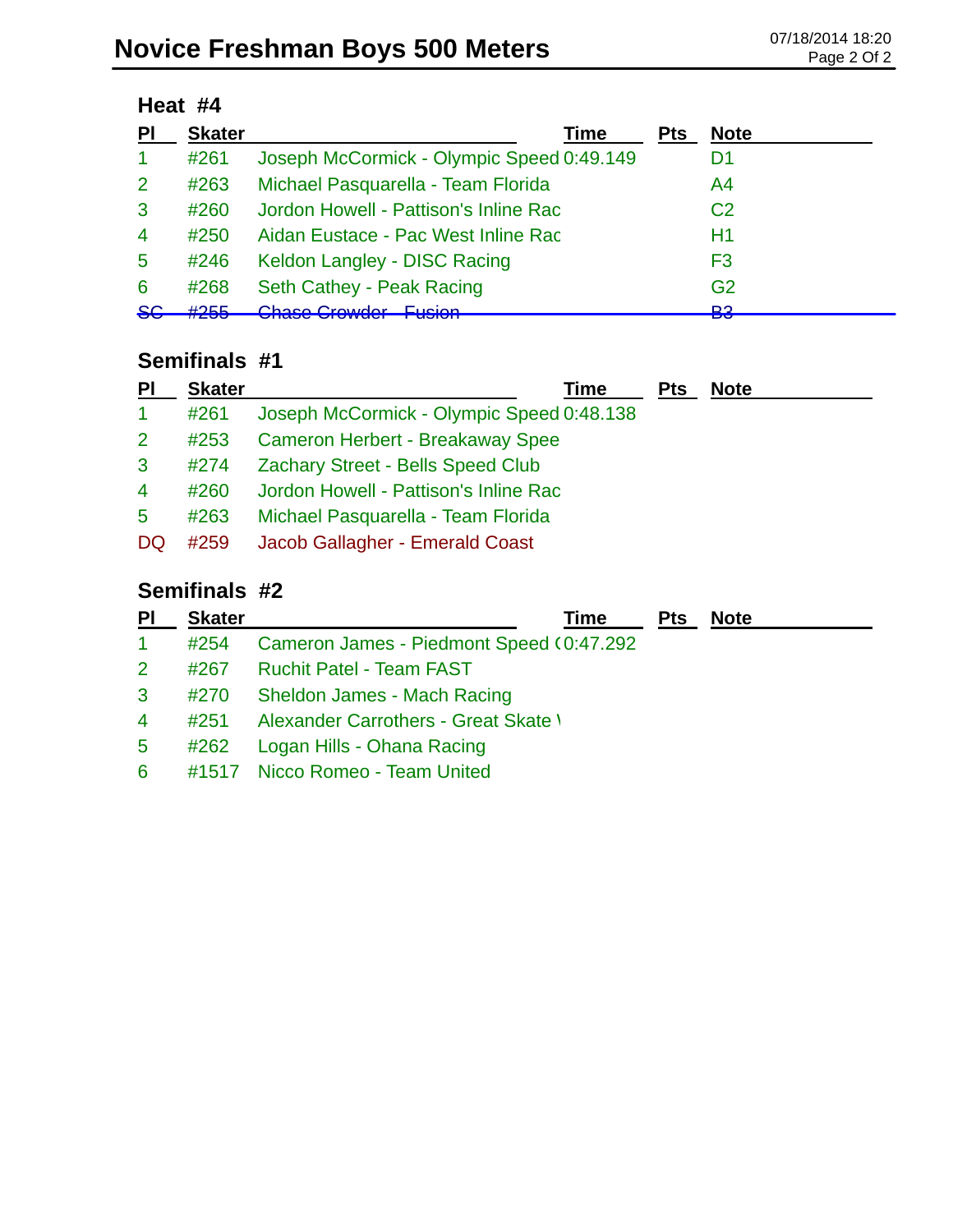# Novice Freshman Boys 500 Meters

## Heat #4

| Pl | Skater | | Time | Pts | Note |
|---|---|---|---|---|---|
| 1 | #261 | Joseph McCormick - Olympic Speed | 0:49.149 | | D1 |
| 2 | #263 | Michael Pasquarella - Team Florida | | | A4 |
| 3 | #260 | Jordon Howell - Pattison's Inline Rac | | | C2 |
| 4 | #250 | Aidan Eustace - Pac West Inline Rac | | | H1 |
| 5 | #246 | Keldon Langley - DISC Racing | | | F3 |
| 6 | #268 | Seth Cathey - Peak Racing | | | G2 |
| ~~SC~~ | ~~#255~~ | ~~Chase Crowder - Fusion~~ | | | ~~B3~~ |

## Semifinals #1

| Pl | Skater | | Time | Pts | Note |
|---|---|---|---|---|---|
| 1 | #261 | Joseph McCormick - Olympic Speed | 0:48.138 | | |
| 2 | #253 | Cameron Herbert - Breakaway Spee | | | |
| 3 | #274 | Zachary Street - Bells Speed Club | | | |
| 4 | #260 | Jordon Howell - Pattison's Inline Rac | | | |
| 5 | #263 | Michael Pasquarella - Team Florida | | | |
| DQ | #259 | Jacob Gallagher - Emerald Coast | | | |

## Semifinals #2

| Pl | Skater | | Time | Pts | Note |
|---|---|---|---|---|---|
| 1 | #254 | Cameron James - Piedmont Speed ( | 0:47.292 | | |
| 2 | #267 | Ruchit Patel - Team FAST | | | |
| 3 | #270 | Sheldon James - Mach Racing | | | |
| 4 | #251 | Alexander Carrothers - Great Skate \ | | | |
| 5 | #262 | Logan Hills - Ohana Racing | | | |
| 6 | #1517 | Nicco Romeo - Team United | | | |